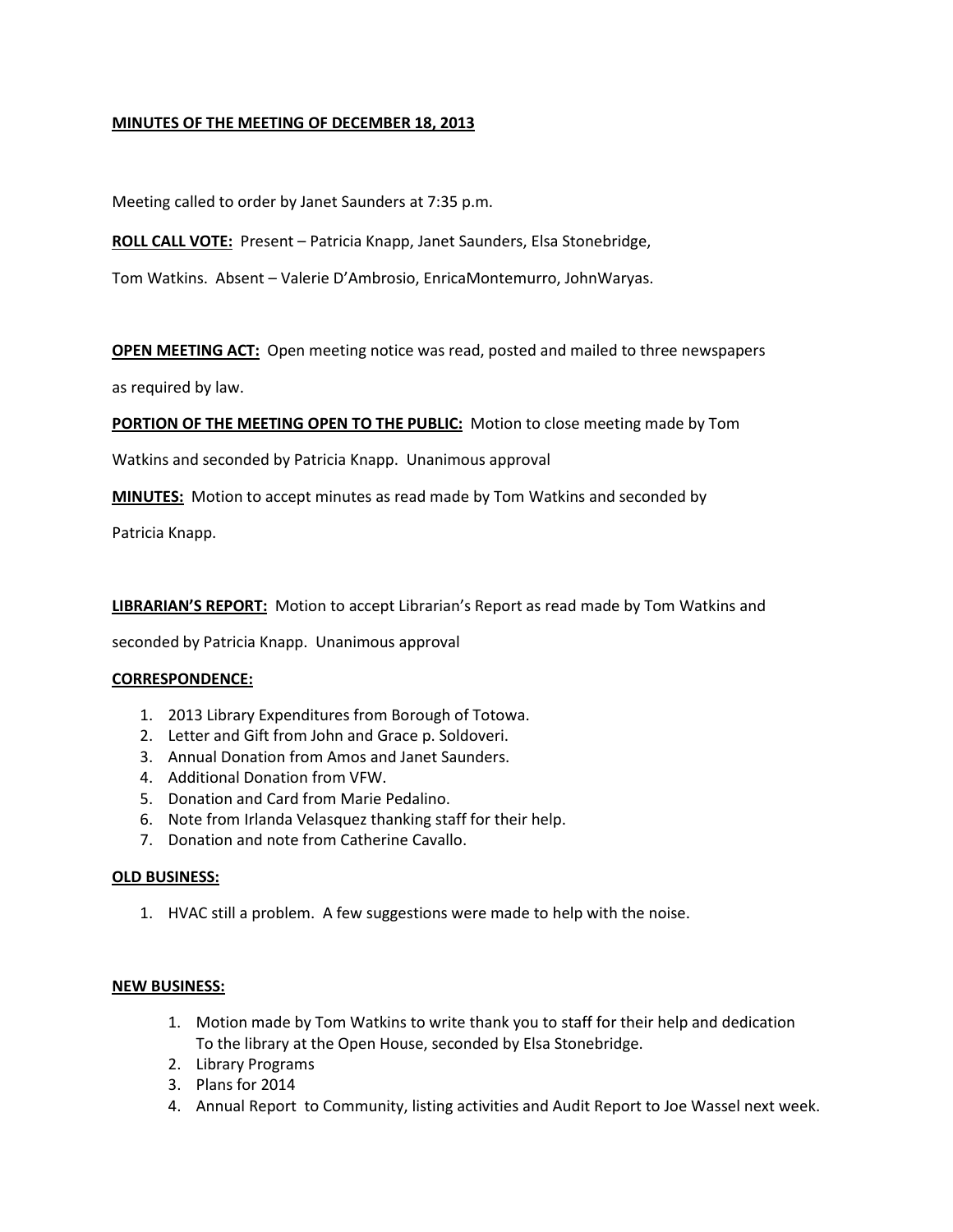**MINUTES OF THE MEETING OF DECEMBER 18, 2013**

Meeting called to order by Janet Saunders at 7:35 p.m.

**ROLL CALL VOTE:** Present – Patricia Knapp, Janet Saunders, Elsa Stonebridge, Tom Watkins. Absent – Valerie D'Ambrosio, EnricaMontemurro, JohnWaryas.

**OPEN MEETING ACT:** Open meeting notice was read, posted and mailed to three newspapers as required by law.

**PORTION OF THE MEETING OPEN TO THE PUBLIC:** Motion to close meeting made by Tom Watkins and seconded by Patricia Knapp. Unanimous approval

**MINUTES:** Motion to accept minutes as read made by Tom Watkins and seconded by Patricia Knapp.

**LIBRARIAN'S REPORT:** Motion to accept Librarian's Report as read made by Tom Watkins and seconded by Patricia Knapp. Unanimous approval

**CORRESPONDENCE:**

1. 2013 Library Expenditures from Borough of Totowa.
2. Letter and Gift from John and Grace p. Soldoveri.
3. Annual Donation from Amos and Janet Saunders.
4. Additional Donation from VFW.
5. Donation and Card from Marie Pedalino.
6. Note from Irlanda Velasquez thanking staff for their help.
7. Donation and note from Catherine Cavallo.

**OLD BUSINESS:**

1. HVAC still a problem. A few suggestions were made to help with the noise.

**NEW BUSINESS:**

1. Motion made by Tom Watkins to write thank you to staff for their help and dedication To the library at the Open House, seconded by Elsa Stonebridge.
2. Library Programs
3. Plans for 2014
4. Annual Report to Community, listing activities and Audit Report to Joe Wassel next week.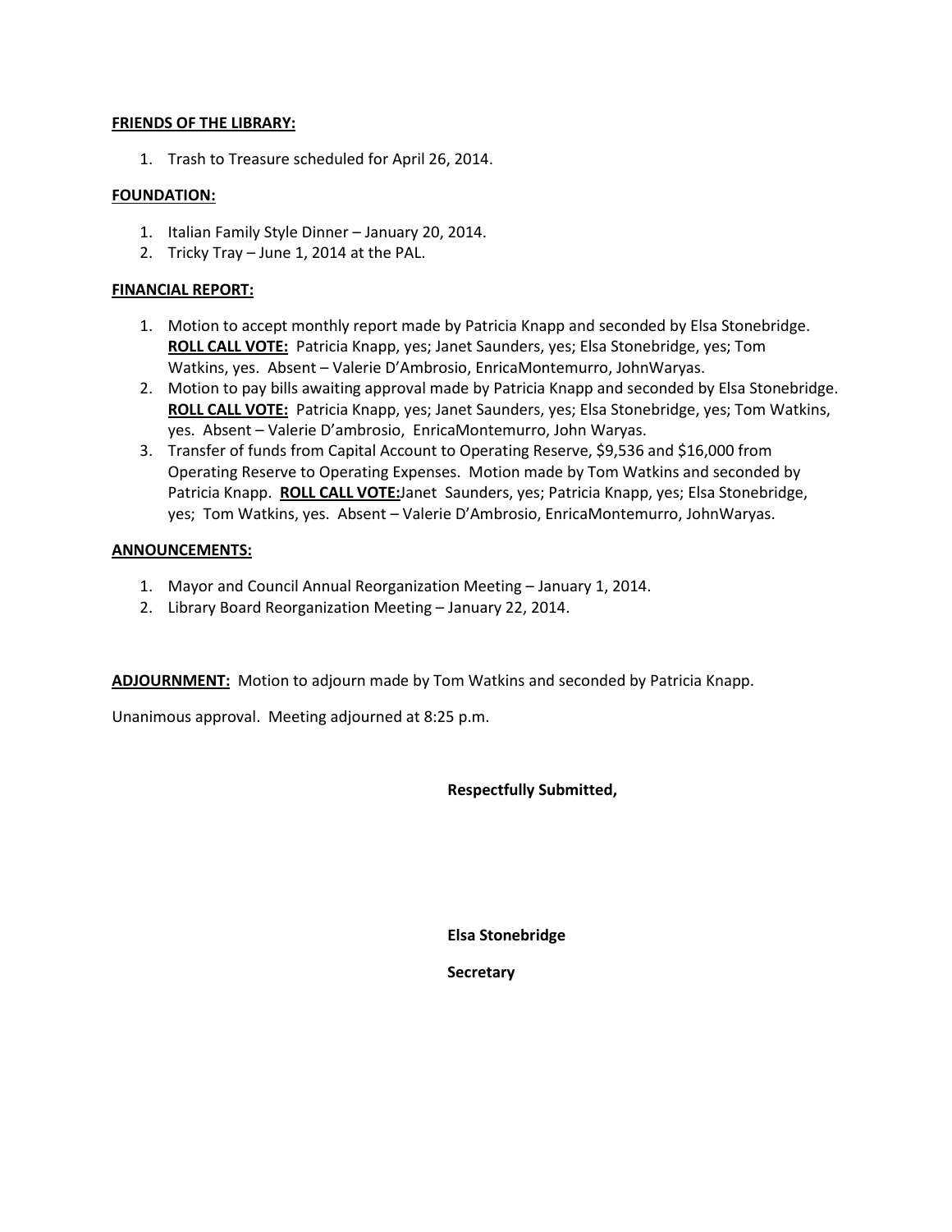**FRIENDS OF THE LIBRARY:**

1. Trash to Treasure scheduled for April 26, 2014.

**FOUNDATION:**

1. Italian Family Style Dinner – January 20, 2014.
2. Tricky Tray – June 1, 2014 at the PAL.

**FINANCIAL REPORT:**

1. Motion to accept monthly report made by Patricia Knapp and seconded by Elsa Stonebridge. **ROLL CALL VOTE:** Patricia Knapp, yes; Janet Saunders, yes; Elsa Stonebridge, yes; Tom Watkins, yes. Absent – Valerie D'Ambrosio, EnricaMontemurro, JohnWaryas.
2. Motion to pay bills awaiting approval made by Patricia Knapp and seconded by Elsa Stonebridge. **ROLL CALL VOTE:** Patricia Knapp, yes; Janet Saunders, yes; Elsa Stonebridge, yes; Tom Watkins, yes. Absent – Valerie D'ambrosio, EnricaMontemurro, John Waryas.
3. Transfer of funds from Capital Account to Operating Reserve, $9,536 and $16,000 from Operating Reserve to Operating Expenses. Motion made by Tom Watkins and seconded by Patricia Knapp. **ROLL CALL VOTE:**Janet Saunders, yes; Patricia Knapp, yes; Elsa Stonebridge, yes; Tom Watkins, yes. Absent – Valerie D'Ambrosio, EnricaMontemurro, JohnWaryas.

**ANNOUNCEMENTS:**

1. Mayor and Council Annual Reorganization Meeting – January 1, 2014.
2. Library Board Reorganization Meeting – January 22, 2014.

**ADJOURNMENT:** Motion to adjourn made by Tom Watkins and seconded by Patricia Knapp.

Unanimous approval. Meeting adjourned at 8:25 p.m.

**Respectfully Submitted,**

**Elsa Stonebridge**

**Secretary**